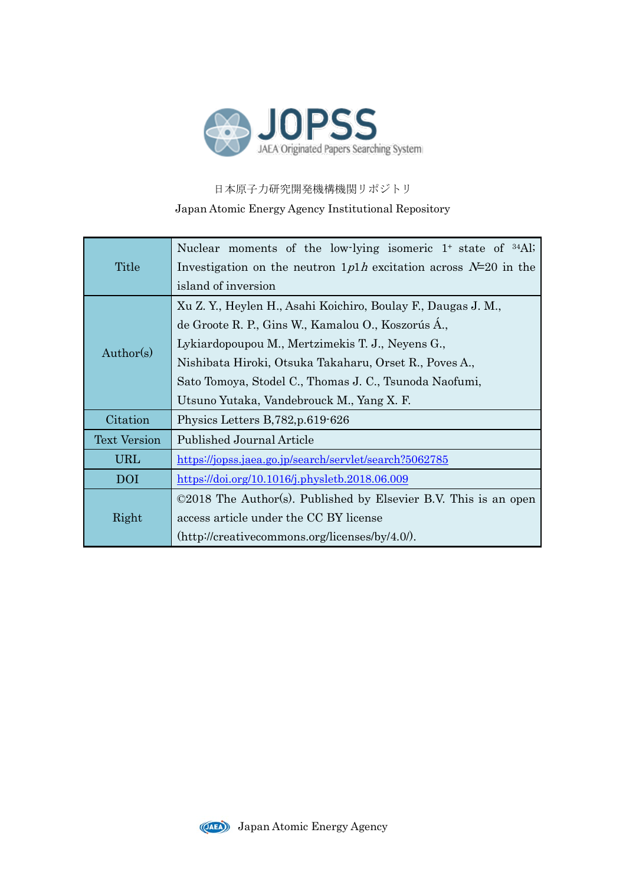JOPSS

JAEA Originated Papers Searching System

日本原子力研究開発機構機関リポジトリ

Japan Atomic Energy Agency Institutional Repository

| | |
|---|---|
| Title | Nuclear moments of the low-lying isomeric $1^+$ state of $^{34}$Al; Investigation on the neutron 1$p$1$h$ excitation across $N$=20 in the island of inversion |
| Author(s) | Xu Z. Y., Heylen H., Asahi Koichiro, Boulay F., Daugas J. M., de Groote R. P., Gins W., Kamalou O., Koszorús Á., Lykiardopoupou M., Mertzimekis T. J., Neyens G., Nishibata Hiroki, Otsuka Takaharu, Orset R., Poves A., Sato Tomoya, Stodel C., Thomas J. C., Tsunoda Naofumi, Utsuno Yutaka, Vandebrouck M., Yang X. F. |
| Citation | Physics Letters B,782,p.619-626 |
| Text Version | Published Journal Article |
| URL | https://jopss.jaea.go.jp/search/servlet/search?5062785 |
| DOI | https://doi.org/10.1016/j.physletb.2018.06.009 |
| Right | ©2018 The Author(s). Published by Elsevier B.V. This is an open access article under the CC BY license (http://creativecommons.org/licenses/by/4.0/). |

Japan Atomic Energy Agency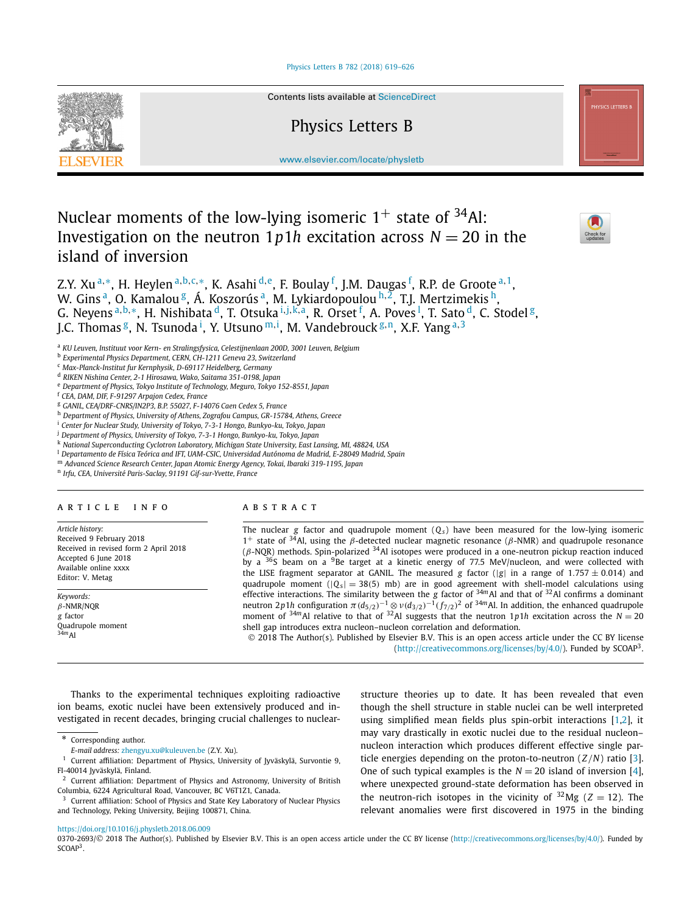# Nuclear moments of the low-lying isomeric $1^+$ state of $^{34}$Al: Investigation on the neutron $1p1h$ excitation across $N = 20$ in the island of inversion

Z.Y. Xu [a,*], H. Heylen [a,b,c,*], K. Asahi [d,e], F. Boulay [f], J.M. Daugas [f], R.P. de Groote [a,1], W. Gins [a], O. Kamalou [g], Á. Koszorús [a], M. Lykiardopoulou [h,2], T.J. Mertzimekis [h], G. Neyens [a,b,*], H. Nishibata [d], T. Otsuka [i,j,k,a], R. Orset [f], A. Poves [l], T. Sato [d], C. Stodel [g], J.C. Thomas [g], N. Tsunoda [i], Y. Utsuno [m,i], M. Vandebrouck [g,n], X.F. Yang [a,3]

[a] KU Leuven, Instituut voor Kern- en Stralingsfysica, Celestijnenlaan 200D, 3001 Leuven, Belgium
[b] Experimental Physics Department, CERN, CH-1211 Geneva 23, Switzerland
[c] Max-Planck-Institut fur Kernphysik, D-69117 Heidelberg, Germany
[d] RIKEN Nishina Center, 2-1 Hirosawa, Wako, Saitama 351-0198, Japan
[e] Department of Physics, Tokyo Institute of Technology, Meguro, Tokyo 152-8551, Japan
[f] CEA, DAM, DIF, F-91297 Arpajon Cedex, France
[g] GANIL, CEA/DRF-CNRS/IN2P3, B.P. 55027, F-14076 Caen Cedex 5, France
[h] Department of Physics, University of Athens, Zografou Campus, GR-15784, Athens, Greece
[i] Center for Nuclear Study, University of Tokyo, 7-3-1 Hongo, Bunkyo-ku, Tokyo, Japan
[j] Department of Physics, University of Tokyo, 7-3-1 Hongo, Bunkyo-ku, Tokyo, Japan
[k] National Superconducting Cyclotron Laboratory, Michigan State University, East Lansing, MI, 48824, USA
[l] Departamento de Física Teórica and IFT, UAM-CSIC, Universidad Autónoma de Madrid, E-28049 Madrid, Spain
[m] Advanced Science Research Center, Japan Atomic Energy Agency, Tokai, Ibaraki 319-1195, Japan
[n] Irfu, CEA, Université Paris-Saclay, 91191 Gif-sur-Yvette, France

## ARTICLE INFO

*Article history:*
Received 9 February 2018
Received in revised form 2 April 2018
Accepted 6 June 2018
Available online xxxx
Editor: V. Metag

*Keywords:*
$\beta$-NMR/NQR
$g$ factor
Quadrupole moment
$^{34m}$Al

## ABSTRACT

The nuclear $g$ factor and quadrupole moment ($Q_s$) have been measured for the low-lying isomeric $1^+$ state of $^{34}$Al, using the $\beta$-detected nuclear magnetic resonance ($\beta$-NMR) and quadrupole resonance ($\beta$-NQR) methods. Spin-polarized $^{34}$Al isotopes were produced in a one-neutron pickup reaction induced by a $^{36}$S beam on a $^{9}$Be target at a kinetic energy of 77.5 MeV/nucleon, and were collected with the LISE fragment separator at GANIL. The measured $g$ factor ($|g|$ in a range of $1.757 \pm 0.014$) and quadrupole moment ($|Q_s| = 38(5)$ mb) are in good agreement with shell-model calculations using effective interactions. The similarity between the $g$ factor of $^{34m}$Al and that of $^{32}$Al confirms a dominant neutron $2p1h$ configuration $\pi(d_{5/2})^{-1} \otimes \nu(d_{3/2})^{-1}(f_{7/2})^2$ of $^{34m}$Al. In addition, the enhanced quadrupole moment of $^{34m}$Al relative to that of $^{32}$Al suggests that the neutron $1p1h$ excitation across the $N = 20$ shell gap introduces extra nucleon–nucleon correlation and deformation.

© 2018 The Author(s). Published by Elsevier B.V. This is an open access article under the CC BY license (http://creativecommons.org/licenses/by/4.0/). Funded by SCOAP[3].

Thanks to the experimental techniques exploiting radioactive ion beams, exotic nuclei have been extensively produced and investigated in recent decades, bringing crucial challenges to nuclear-structure theories up to date. It has been revealed that even though the shell structure in stable nuclei can be well interpreted using simplified mean fields plus spin-orbit interactions [1,2], it may vary drastically in exotic nuclei due to the residual nucleon–nucleon interaction which produces different effective single particle energies depending on the proton-to-neutron ($Z/N$) ratio [3]. One of such typical examples is the $N = 20$ island of inversion [4], where unexpected ground-state deformation has been observed in the neutron-rich isotopes in the vicinity of $^{32}$Mg ($Z = 12$). The relevant anomalies were first discovered in 1975 in the binding

---

\* Corresponding author.
*E-mail address:* zhengyu.xu@kuleuven.be (Z.Y. Xu).
[1] Current affiliation: Department of Physics, University of Jyväskylä, Survontie 9, FI-40014 Jyväskylä, Finland.
[2] Current affiliation: Department of Physics and Astronomy, University of British Columbia, 6224 Agricultural Road, Vancouver, BC V6T1Z1, Canada.
[3] Current affiliation: School of Physics and State Key Laboratory of Nuclear Physics and Technology, Peking University, Beijing 100871, China.

https://doi.org/10.1016/j.physletb.2018.06.009
0370-2693/© 2018 The Author(s). Published by Elsevier B.V. This is an open access article under the CC BY license (http://creativecommons.org/licenses/by/4.0/). Funded by SCOAP[3].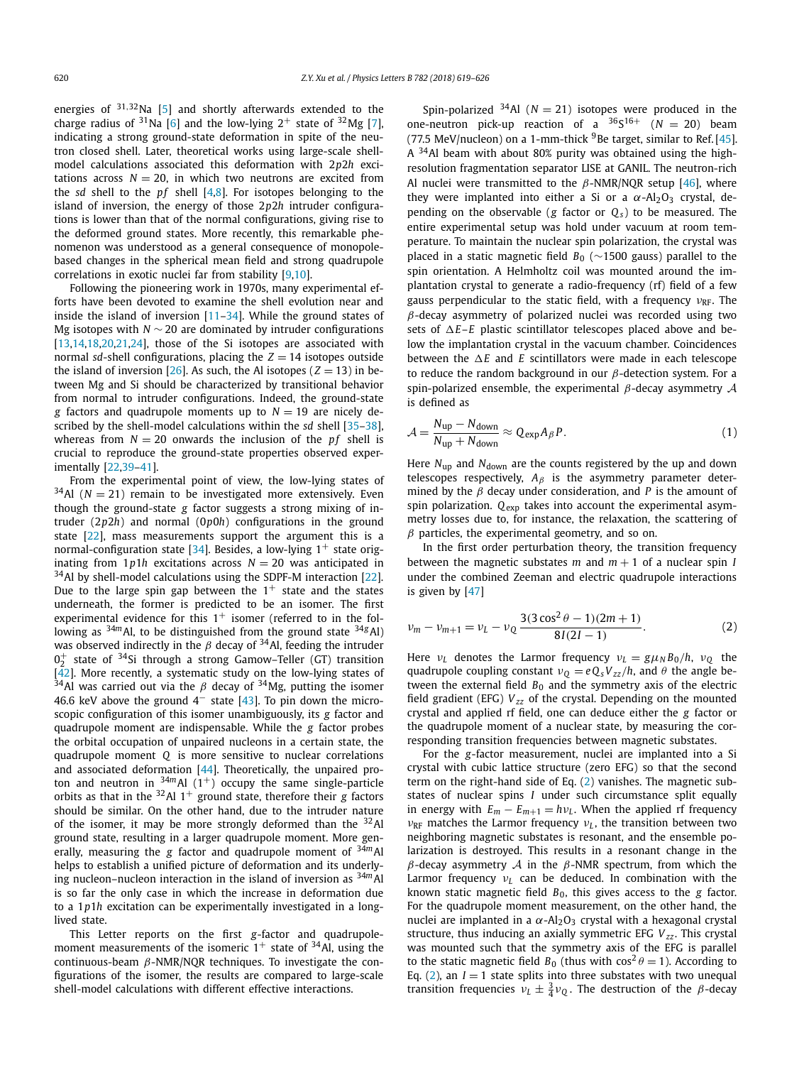energies of $^{31,32}$Na [5] and shortly afterwards extended to the charge radius of $^{31}$Na [6] and the low-lying $2^+$ state of $^{32}$Mg [7], indicating a strong ground-state deformation in spite of the neutron closed shell. Later, theoretical works using large-scale shell-model calculations associated this deformation with $2p2h$ excitations across $N = 20$, in which two neutrons are excited from the $sd$ shell to the $pf$ shell [4,8]. For isotopes belonging to the island of inversion, the energy of those $2p2h$ intruder configurations is lower than that of the normal configurations, giving rise to the deformed ground states. More recently, this remarkable phenomenon was understood as a general consequence of monopole-based changes in the spherical mean field and strong quadrupole correlations in exotic nuclei far from stability [9,10].

Following the pioneering work in 1970s, many experimental efforts have been devoted to examine the shell evolution near and inside the island of inversion [11–34]. While the ground states of Mg isotopes with $N \sim 20$ are dominated by intruder configurations [13,14,18,20,21,24], those of the Si isotopes are associated with normal $sd$-shell configurations, placing the $Z = 14$ isotopes outside the island of inversion [26]. As such, the Al isotopes ($Z = 13$) in between Mg and Si should be characterized by transitional behavior from normal to intruder configurations. Indeed, the ground-state $g$ factors and quadrupole moments up to $N = 19$ are nicely described by the shell-model calculations within the $sd$ shell [35–38], whereas from $N = 20$ onwards the inclusion of the $pf$ shell is crucial to reproduce the ground-state properties observed experimentally [22,39–41].

From the experimental point of view, the low-lying states of $^{34}$Al ($N = 21$) remain to be investigated more extensively. Even though the ground-state $g$ factor suggests a strong mixing of intruder ($2p2h$) and normal ($0p0h$) configurations in the ground state [22], mass measurements support the argument this is a normal-configuration state [34]. Besides, a low-lying $1^+$ state originating from $1p1h$ excitations across $N = 20$ was anticipated in $^{34}$Al by shell-model calculations using the SDPF-M interaction [22]. Due to the large spin gap between the $1^+$ state and the states underneath, the former is predicted to be an isomer. The first experimental evidence for this $1^+$ isomer (referred to in the following as $^{34m}$Al, to be distinguished from the ground state $^{34g}$Al) was observed indirectly in the $\beta$ decay of $^{34}$Al, feeding the intruder $0_2^+$ state of $^{34}$Si through a strong Gamow–Teller (GT) transition [42]. More recently, a systematic study on the low-lying states of $^{34}$Al was carried out via the $\beta$ decay of $^{34}$Mg, putting the isomer 46.6 keV above the ground $4^-$ state [43]. To pin down the microscopic configuration of this isomer unambiguously, its $g$ factor and quadrupole moment are indispensable. While the $g$ factor probes the orbital occupation of unpaired nucleons in a certain state, the quadrupole moment $Q$ is more sensitive to nuclear correlations and associated deformation [44]. Theoretically, the unpaired proton and neutron in $^{34m}$Al ($1^+$) occupy the same single-particle orbits as that in the $^{32}$Al $1^+$ ground state, therefore their $g$ factors should be similar. On the other hand, due to the intruder nature of the isomer, it may be more strongly deformed than the $^{32}$Al ground state, resulting in a larger quadrupole moment. More generally, measuring the $g$ factor and quadrupole moment of $^{34m}$Al helps to establish a unified picture of deformation and its underlying nucleon–nucleon interaction in the island of inversion as $^{34m}$Al is so far the only case in which the increase in deformation due to a $1p1h$ excitation can be experimentally investigated in a long-lived state.

This Letter reports on the first $g$-factor and quadrupole-moment measurements of the isomeric $1^+$ state of $^{34}$Al, using the continuous-beam $\beta$-NMR/NQR techniques. To investigate the configurations of the isomer, the results are compared to large-scale shell-model calculations with different effective interactions.

Spin-polarized $^{34}$Al ($N = 21$) isotopes were produced in the one-neutron pick-up reaction of a $^{36}$S$^{16+}$ ($N = 20$) beam (77.5 MeV/nucleon) on a 1-mm-thick $^9$Be target, similar to Ref. [45]. A $^{34}$Al beam with about 80% purity was obtained using the high-resolution fragmentation separator LISE at GANIL. The neutron-rich Al nuclei were transmitted to the $\beta$-NMR/NQR setup [46], where they were implanted into either a Si or a $\alpha$-$Al_2O_3$ crystal, depending on the observable ($g$ factor or $Q_s$) to be measured. The entire experimental setup was hold under vacuum at room temperature. To maintain the nuclear spin polarization, the crystal was placed in a static magnetic field $B_0$ (~1500 gauss) parallel to the spin orientation. A Helmholtz coil was mounted around the implantation crystal to generate a radio-frequency (rf) field of a few gauss perpendicular to the static field, with a frequency $\nu_{\mathrm{RF}}$. The $\beta$-decay asymmetry of polarized nuclei was recorded using two sets of $\Delta E$–$E$ plastic scintillator telescopes placed above and below the implantation crystal in the vacuum chamber. Coincidences between the $\Delta E$ and $E$ scintillators were made in each telescope to reduce the random background in our $\beta$-detection system. For a spin-polarized ensemble, the experimental $\beta$-decay asymmetry $\mathcal{A}$ is defined as

$$\mathcal{A} = \frac{N_{\mathrm{up}} - N_{\mathrm{down}}}{N_{\mathrm{up}} + N_{\mathrm{down}}} \approx Q_{\mathrm{exp}} A_\beta P. \tag{1}$$

Here $N_{\mathrm{up}}$ and $N_{\mathrm{down}}$ are the counts registered by the up and down telescopes respectively, $A_\beta$ is the asymmetry parameter determined by the $\beta$ decay under consideration, and $P$ is the amount of spin polarization. $Q_{\mathrm{exp}}$ takes into account the experimental asymmetry losses due to, for instance, the relaxation, the scattering of $\beta$ particles, the experimental geometry, and so on.

In the first order perturbation theory, the transition frequency between the magnetic substates $m$ and $m + 1$ of a nuclear spin $I$ under the combined Zeeman and electric quadrupole interactions is given by [47]

$$\nu_m - \nu_{m+1} = \nu_L - \nu_Q \frac{3(3\cos^2\theta - 1)(2m+1)}{8I(2I-1)}. \tag{2}$$

Here $\nu_L$ denotes the Larmor frequency $\nu_L = g\mu_N B_0/h$, $\nu_Q$ the quadrupole coupling constant $\nu_Q = eQ_s V_{zz}/h$, and $\theta$ the angle between the external field $B_0$ and the symmetry axis of the electric field gradient (EFG) $V_{zz}$ of the crystal. Depending on the mounted crystal and applied rf field, one can deduce either the $g$ factor or the quadrupole moment of a nuclear state, by measuring the corresponding transition frequencies between magnetic substates.

For the $g$-factor measurement, nuclei are implanted into a Si crystal with cubic lattice structure (zero EFG) so that the second term on the right-hand side of Eq. (2) vanishes. The magnetic substates of nuclear spins $I$ under such circumstance split equally in energy with $E_m - E_{m+1} = h\nu_L$. When the applied rf frequency $\nu_{\mathrm{RF}}$ matches the Larmor frequency $\nu_L$, the transition between two neighboring magnetic substates is resonant, and the ensemble polarization is destroyed. This results in a resonant change in the $\beta$-decay asymmetry $\mathcal{A}$ in the $\beta$-NMR spectrum, from which the Larmor frequency $\nu_L$ can be deduced. In combination with the known static magnetic field $B_0$, this gives access to the $g$ factor. For the quadrupole moment measurement, on the other hand, the nuclei are implanted in a $\alpha$-$Al_2O_3$ crystal with a hexagonal crystal structure, thus inducing an axially symmetric EFG $V_{zz}$. This crystal was mounted such that the symmetry axis of the EFG is parallel to the static magnetic field $B_0$ (thus with $\cos^2\theta = 1$). According to Eq. (2), an $I = 1$ state splits into three substates with two unequal transition frequencies $\nu_L \pm \frac{3}{4}\nu_Q$. The destruction of the $\beta$-decay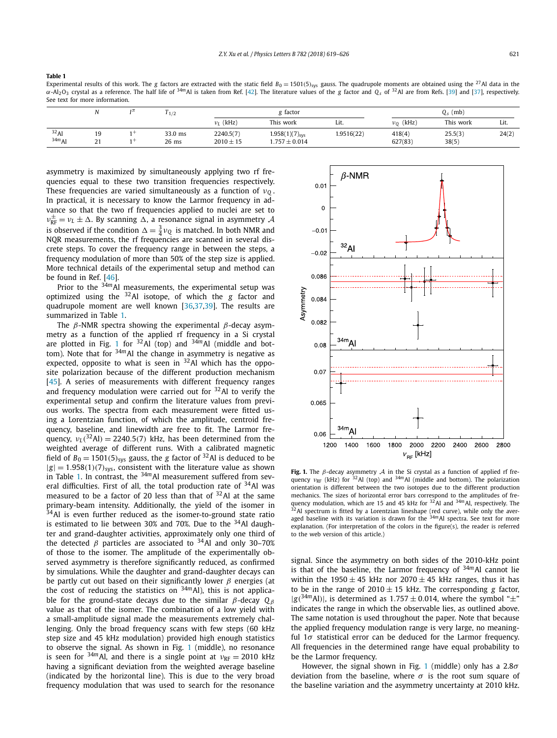**Table 1**
Experimental results of this work. The $g$ factors are extracted with the static field $B_0 = 1501(5)_{sys}$ gauss. The quadrupole moments are obtained using the $^{27}$Al data in the $\alpha$-$Al_2O_3$ crystal as a reference. The half life of $^{34m}$Al is taken from Ref. [42]. The literature values of the $g$ factor and $Q_s$ of $^{32}$Al are from Refs. [39] and [37], respectively. See text for more information.

| | $N$ | $I^{\pi}$ | $T_{1/2}$ | $g$ factor | | | $Q_s$ (mb) | | |
|---|---|---|---|---|---|---|---|---|---|
| | | | | $\nu_L$ (kHz) | This work | Lit. | $\nu_Q$ (kHz) | This work | Lit. |
| $^{32}$Al | 19 | $1^+$ | 33.0 ms | 2240.5(7) | $1.958(1)(7)_{sys}$ | 1.9516(22) | 418(4) | 25.5(3) | 24(2) |
| $^{34m}$Al | 21 | $1^+$ | 26 ms | $2010 \pm 15$ | $1.757 \pm 0.014$ | | 627(83) | 38(5) | |

asymmetry is maximized by simultaneously applying two rf frequencies equal to these two transition frequencies respectively. These frequencies are varied simultaneously as a function of $\nu_Q$. In practical, it is necessary to know the Larmor frequency in advance so that the two rf frequencies applied to nuclei are set to $\nu_{RF}^{\pm} = \nu_L \pm \Delta$. By scanning $\Delta$, a resonance signal in asymmetry $\mathcal{A}$ is observed if the condition $\Delta = \frac{3}{4}\nu_Q$ is matched. In both NMR and NQR measurements, the rf frequencies are scanned in several discrete steps. To cover the frequency range in between the steps, a frequency modulation of more than 50% of the step size is applied. More technical details of the experimental setup and method can be found in Ref. [46].

Prior to the $^{34m}$Al measurements, the experimental setup was optimized using the $^{32}$Al isotope, of which the $g$ factor and quadrupole moment are well known [36,37,39]. The results are summarized in Table 1.

The $\beta$-NMR spectra showing the experimental $\beta$-decay asymmetry as a function of the applied rf frequency in a Si crystal are plotted in Fig. 1 for $^{32}$Al (top) and $^{34m}$Al (middle and bottom). Note that for $^{34m}$Al the change in asymmetry is negative as expected, opposite to what is seen in $^{32}$Al which has the opposite polarization because of the different production mechanism [45]. A series of measurements with different frequency ranges and frequency modulation were carried out for $^{32}$Al to verify the experimental setup and confirm the literature values from previous works. The spectra from each measurement were fitted using a Lorentzian function, of which the amplitude, centroid frequency, baseline, and linewidth are free to fit. The Larmor frequency, $\nu_L(^{32}\text{Al}) = 2240.5(7)$ kHz, has been determined from the weighted average of different runs. With a calibrated magnetic field of $B_0 = 1501(5)_{sys}$ gauss, the $g$ factor of $^{32}$Al is deduced to be $|g| = 1.958(1)(7)_{sys}$, consistent with the literature value as shown in Table 1. In contrast, the $^{34m}$Al measurement suffered from several difficulties. First of all, the total production rate of $^{34}$Al was measured to be a factor of 20 less than that of $^{32}$Al at the same primary-beam intensity. Additionally, the yield of the isomer in $^{34}$Al is even further reduced as the isomer-to-ground state ratio is estimated to lie between 30% and 70%. Due to the $^{34}$Al daughter and grand-daughter activities, approximately only one third of the detected $\beta$ particles are associated to $^{34}$Al and only 30–70% of those to the isomer. The amplitude of the experimentally observed asymmetry is therefore significantly reduced, as confirmed by simulations. While the daughter and grand-daughter decays can be partly cut out based on their significantly lower $\beta$ energies (at the cost of reducing the statistics on $^{34m}$Al), this is not applicable for the ground-state decays due to the similar $\beta$-decay $Q_\beta$ value as that of the isomer. The combination of a low yield with a small-amplitude signal made the measurements extremely challenging. Only the broad frequency scans with few steps (60 kHz step size and 45 kHz modulation) provided high enough statistics to observe the signal. As shown in Fig. 1 (middle), no resonance is seen for $^{34m}$Al, and there is a single point at $\nu_{RF} = 2010$ kHz having a significant deviation from the weighted average baseline (indicated by the horizontal line). This is due to the very broad frequency modulation that was used to search for the resonance signal. Since the asymmetry on both sides of the 2010-kHz point is that of the baseline, the Larmor frequency of $^{34m}$Al cannot lie within the $1950 \pm 45$ kHz nor $2070 \pm 45$ kHz ranges, thus it has to be in the range of $2010 \pm 15$ kHz. The corresponding $g$ factor, $|g(^{34m}\text{Al})|$, is determined as $1.757 \pm 0.014$, where the symbol "±" indicates the range in which the observable lies, as outlined above. The same notation is used throughout the paper. Note that because the applied frequency modulation range is very large, no meaningful $1\sigma$ statistical error can be deduced for the Larmor frequency. All frequencies in the determined range have equal probability to be the Larmor frequency.

**Fig. 1.** The $\beta$-decay asymmetry $\mathcal{A}$ in the Si crystal as a function of applied rf frequency $\nu_{RF}$ (kHz) for $^{32}$Al (top) and $^{34m}$Al (middle and bottom). The polarization orientation is different between the two isotopes due to the different production mechanics. The sizes of horizontal error bars correspond to the amplitudes of frequency modulation, which are 15 and 45 kHz for $^{32}$Al and $^{34m}$Al, respectively. The $^{32}$Al spectrum is fitted by a Lorentzian lineshape (red curve), while only the averaged baseline with its variation is drawn for the $^{34m}$Al spectra. See text for more explanation. (For interpretation of the colors in the figure(s), the reader is referred to the web version of this article.)

However, the signal shown in Fig. 1 (middle) only has a $2.8\sigma$ deviation from the baseline, where $\sigma$ is the root sum square of the baseline variation and the asymmetry uncertainty at 2010 kHz.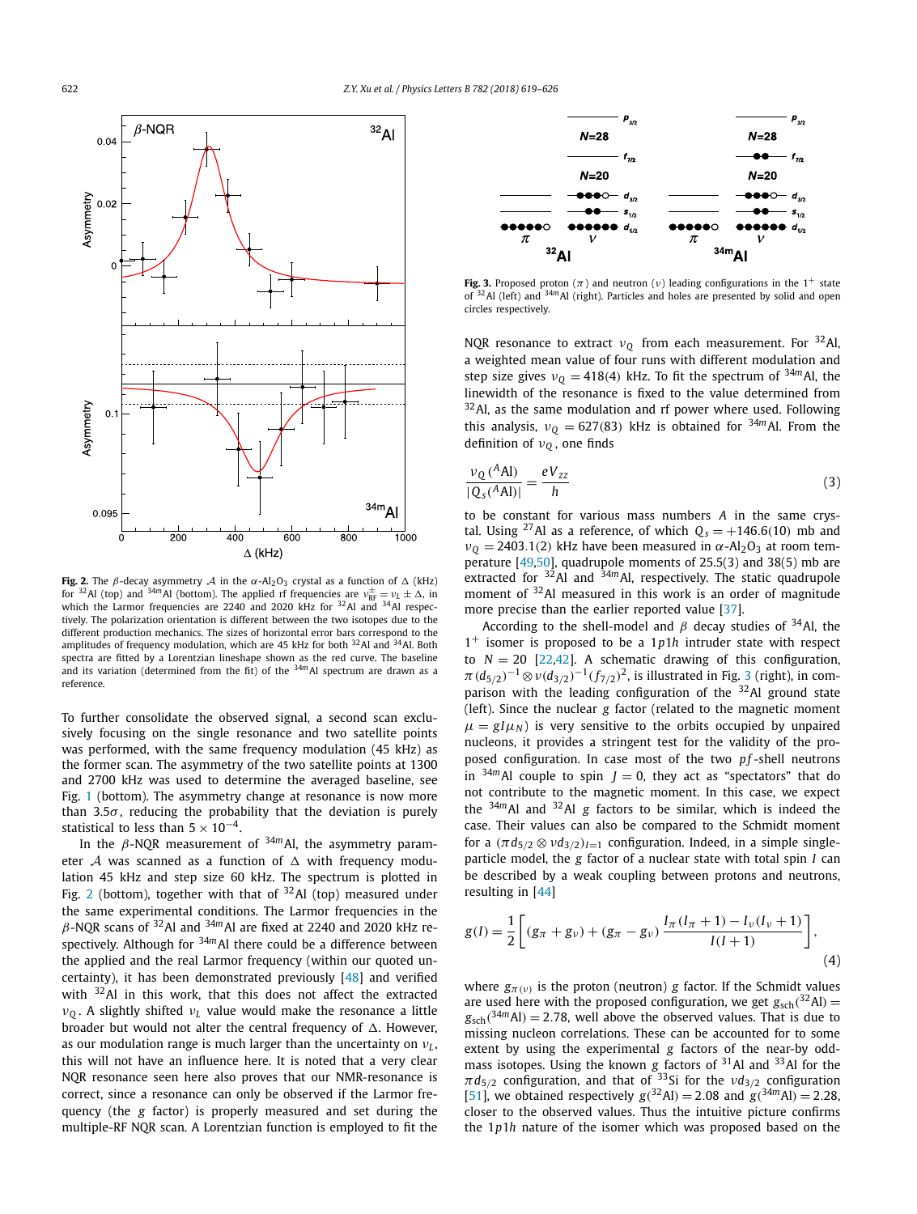**Fig. 2.** The $\beta$-decay asymmetry $\mathcal{A}$ in the $\alpha$-$Al_2O_3$ crystal as a function of $\Delta$ (kHz) for $^{32}$Al (top) and $^{34m}$Al (bottom). The applied rf frequencies are $\nu_{RF}^{\pm} = \nu_L \pm \Delta$, in which the Larmor frequencies are 2240 and 2020 kHz for $^{32}$Al and $^{34}$Al respectively. The polarization orientation is different between the two isotopes due to the different production mechanics. The sizes of horizontal error bars correspond to the amplitudes of frequency modulation, which are 45 kHz for both $^{32}$Al and $^{34}$Al. Both spectra are fitted by a Lorentzian lineshape shown as the red curve. The baseline and its variation (determined from the fit) of the $^{34m}$Al spectrum are drawn as a reference.

To further consolidate the observed signal, a second scan exclusively focusing on the single resonance and two satellite points was performed, with the same frequency modulation (45 kHz) as the former scan. The asymmetry of the two satellite points at 1300 and 2700 kHz was used to determine the averaged baseline, see Fig. 1 (bottom). The asymmetry change at resonance is now more than $3.5\sigma$, reducing the probability that the deviation is purely statistical to less than $5 \times 10^{-4}$.

In the $\beta$-NQR measurement of $^{34m}$Al, the asymmetry parameter $\mathcal{A}$ was scanned as a function of $\Delta$ with frequency modulation 45 kHz and step size 60 kHz. The spectrum is plotted in Fig. 2 (bottom), together with that of $^{32}$Al (top) measured under the same experimental conditions. The Larmor frequencies in the $\beta$-NQR scans of $^{32}$Al and $^{34m}$Al are fixed at 2240 and 2020 kHz respectively. Although for $^{34m}$Al there could be a difference between the applied and the real Larmor frequency (within our quoted uncertainty), it has been demonstrated previously [48] and verified with $^{32}$Al in this work, that this does not affect the extracted $\nu_Q$. A slightly shifted $\nu_L$ value would make the resonance a little broader but would not alter the central frequency of $\Delta$. However, as our modulation range is much larger than the uncertainty on $\nu_L$, this will not have an influence here. It is noted that a very clear NQR resonance seen here also proves that our NMR-resonance is correct, since a resonance can only be observed if the Larmor frequency (the $g$ factor) is properly measured and set during the multiple-RF NQR scan. A Lorentzian function is employed to fit the NQR resonance to extract $\nu_Q$ from each measurement. For $^{32}$Al, a weighted mean value of four runs with different modulation and step size gives $\nu_Q = 418(4)$ kHz. To fit the spectrum of $^{34m}$Al, the linewidth of the resonance is fixed to the value determined from $^{32}$Al, as the same modulation and rf power where used. Following this analysis, $\nu_Q = 627(83)$ kHz is obtained for $^{34m}$Al. From the definition of $\nu_Q$, one finds

**Fig. 3.** Proposed proton ($\pi$) and neutron ($\nu$) leading configurations in the $1^+$ state of $^{32}$Al (left) and $^{34m}$Al (right). Particles and holes are presented by solid and open circles respectively.

$$\frac{\nu_Q(^A\text{Al})}{|Q_s(^A\text{Al})|} = \frac{eV_{zz}}{h} \tag{3}$$

to be constant for various mass numbers $A$ in the same crystal. Using $^{27}$Al as a reference, of which $Q_s = +146.6(10)$ mb and $\nu_Q = 2403.1(2)$ kHz have been measured in $\alpha$-$Al_2O_3$ at room temperature [49,50], quadrupole moments of 25.5(3) and 38(5) mb are extracted for $^{32}$Al and $^{34m}$Al, respectively. The static quadrupole moment of $^{32}$Al measured in this work is an order of magnitude more precise than the earlier reported value [37].

According to the shell-model and $\beta$ decay studies of $^{34}$Al, the $1^+$ isomer is proposed to be a $1p1h$ intruder state with respect to $N = 20$ [22,42]. A schematic drawing of this configuration, $\pi(d_{5/2})^{-1} \otimes \nu(d_{3/2})^{-1}(f_{7/2})^2$, is illustrated in Fig. 3 (right), in comparison with the leading configuration of the $^{32}$Al ground state (left). Since the nuclear $g$ factor (related to the magnetic moment $\mu = gI\mu_N$) is very sensitive to the orbits occupied by unpaired nucleons, it provides a stringent test for the validity of the proposed configuration. In case most of the two $pf$-shell neutrons in $^{34m}$Al couple to spin $J = 0$, they act as "spectators" that do not contribute to the magnetic moment. In this case, we expect the $^{34m}$Al and $^{32}$Al $g$ factors to be similar, which is indeed the case. Their values can also be compared to the Schmidt moment for a $(\pi d_{5/2} \otimes \nu d_{3/2})_{I=1}$ configuration. Indeed, in a simple single-particle model, the $g$ factor of a nuclear state with total spin $I$ can be described by a weak coupling between protons and neutrons, resulting in [44]

$$g(I) = \frac{1}{2}\left[(g_\pi + g_\nu) + (g_\pi - g_\nu)\,\frac{I_\pi(I_\pi+1) - I_\nu(I_\nu+1)}{I(I+1)}\right], \tag{4}$$

where $g_{\pi(\nu)}$ is the proton (neutron) $g$ factor. If the Schmidt values are used here with the proposed configuration, we get $g_{sch}(^{32}\text{Al}) = g_{sch}(^{34m}\text{Al}) = 2.78$, well above the observed values. That is due to missing nucleon correlations. These can be accounted for to some extent by using the experimental $g$ factors of the near-by odd-mass isotopes. Using the known $g$ factors of $^{31}$Al and $^{33}$Al for the $\pi d_{5/2}$ configuration, and that of $^{33}$Si for the $\nu d_{3/2}$ configuration [51], we obtained respectively $g(^{32}\text{Al}) = 2.08$ and $g(^{34m}\text{Al}) = 2.28$, closer to the observed values. Thus the intuitive picture confirms the $1p1h$ nature of the isomer which was proposed based on the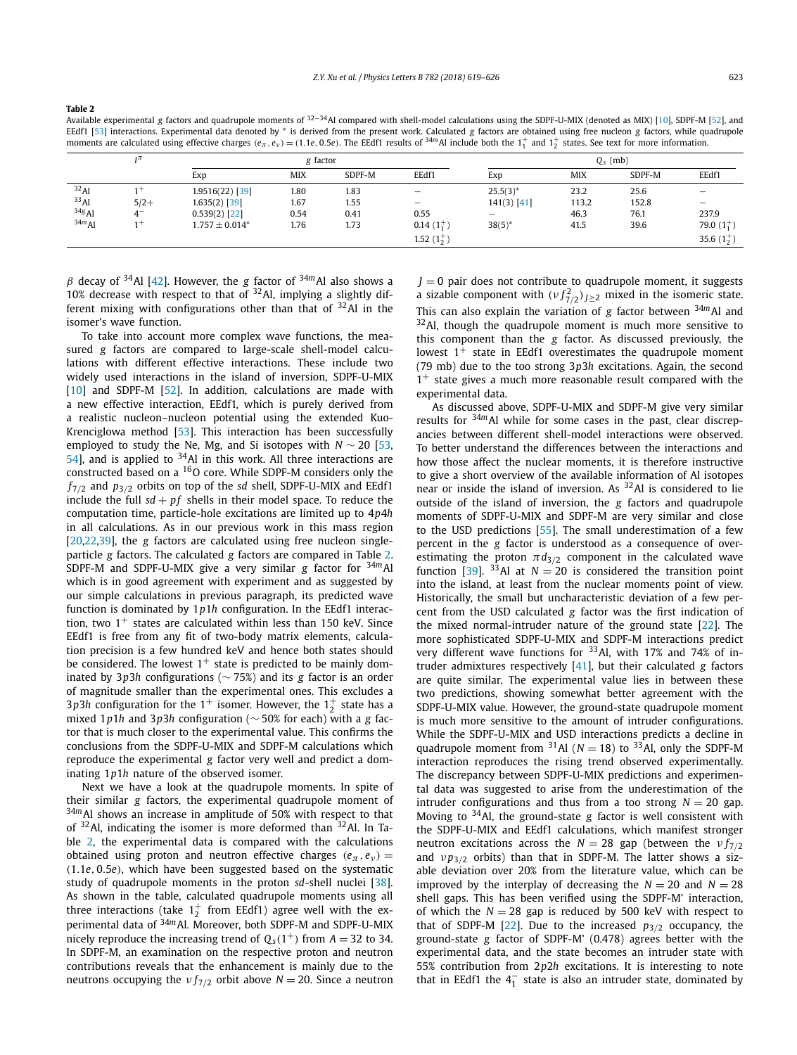**Table 2**

Available experimental $g$ factors and quadrupole moments of $^{32-34}$Al compared with shell-model calculations using the SDPF-U-MIX (denoted as MIX) [10], SDPF-M [52], and EEdf1 [53] interactions. Experimental data denoted by * is derived from the present work. Calculated $g$ factors are obtained using free nucleon $g$ factors, while quadrupole moments are calculated using effective charges $(e_\pi, e_\nu) = (1.1e, 0.5e)$. The EEdf1 results of $^{34m}$Al include both the $1_1^+$ and $1_2^+$ states. See text for more information.

| | $I^\pi$ | $g$ factor | | | | $Q_s$ (mb) | | | |
|---|---|---|---|---|---|---|---|---|---|
| | | Exp | MIX | SDPF-M | EEdf1 | Exp | MIX | SDPF-M | EEdf1 |
| $^{32}$Al | $1^+$ | 1.9516(22) [39] | 1.80 | 1.83 | – | 25.5(3)* | 23.2 | 25.6 | – |
| $^{33}$Al | $5/2+$ | 1.635(2) [39] | 1.67 | 1.55 | – | 141(3) [41] | 113.2 | 152.8 | – |
| $^{34g}$Al | $4^-$ | 0.539(2) [22] | 0.54 | 0.41 | 0.55 | – | 46.3 | 76.1 | 237.9 |
| $^{34m}$Al | $1^+$ | $1.757 \pm 0.014$* | 1.76 | 1.73 | 0.14 ($1_1^+$) | 38(5)* | 41.5 | 39.6 | 79.0 ($1_1^+$) |
| | | | | | 1.52 ($1_2^+$) | | | | 35.6 ($1_2^+$) |

$\beta$ decay of $^{34}$Al [42]. However, the $g$ factor of $^{34m}$Al also shows a 10% decrease with respect to that of $^{32}$Al, implying a slightly different mixing with configurations other than that of $^{32}$Al in the isomer's wave function.

To take into account more complex wave functions, the measured $g$ factors are compared to large-scale shell-model calculations with different effective interactions. These include two widely used interactions in the island of inversion, SDPF-U-MIX [10] and SDPF-M [52]. In addition, calculations are made with a new effective interaction, EEdf1, which is purely derived from a realistic nucleon–nucleon potential using the extended Kuo-Krenciglowa method [53]. This interaction has been successfully employed to study the Ne, Mg, and Si isotopes with $N \sim 20$ [53,54], and is applied to $^{34}$Al in this work. All three interactions are constructed based on a $^{16}$O core. While SDPF-M considers only the $f_{7/2}$ and $p_{3/2}$ orbits on top of the $sd$ shell, SDPF-U-MIX and EEdf1 include the full $sd + pf$ shells in their model space. To reduce the computation time, particle-hole excitations are limited up to $4p4h$ in all calculations. As in our previous work in this mass region [20,22,39], the $g$ factors are calculated using free nucleon single-particle $g$ factors. The calculated $g$ factors are compared in Table 2. SDPF-M and SDPF-U-MIX give a very similar $g$ factor for $^{34m}$Al which is in good agreement with experiment and as suggested by our simple calculations in previous paragraph, its predicted wave function is dominated by $1p1h$ configuration. In the EEdf1 interaction, two $1^+$ states are calculated within less than 150 keV. Since EEdf1 is free from any fit of two-body matrix elements, calculation precision is a few hundred keV and hence both states should be considered. The lowest $1^+$ state is predicted to be mainly dominated by $3p3h$ configurations ($\sim 75\%$) and its $g$ factor is an order of magnitude smaller than the experimental ones. This excludes a $3p3h$ configuration for the $1^+$ isomer. However, the $1_2^+$ state has a mixed $1p1h$ and $3p3h$ configuration ($\sim 50\%$ for each) with a $g$ factor that is much closer to the experimental value. This confirms the conclusions from the SDPF-U-MIX and SDPF-M calculations which reproduce the experimental $g$ factor very well and predict a dominating $1p1h$ nature of the observed isomer.

Next we have a look at the quadrupole moments. In spite of their similar $g$ factors, the experimental quadrupole moment of $^{34m}$Al shows an increase in amplitude of 50% with respect to that of $^{32}$Al, indicating the isomer is more deformed than $^{32}$Al. In Table 2, the experimental data is compared with the calculations obtained using proton and neutron effective charges $(e_\pi, e_\nu) = (1.1e, 0.5e)$, which have been suggested based on the systematic study of quadrupole moments in the proton $sd$-shell nuclei [38]. As shown in the table, calculated quadrupole moments using all three interactions (take $1_2^+$ from EEdf1) agree well with the experimental data of $^{34m}$Al. Moreover, both SDPF-M and SDPF-U-MIX nicely reproduce the increasing trend of $Q_s(1^+)$ from $A = 32$ to 34. In SDPF-M, an examination on the respective proton and neutron contributions reveals that the enhancement is mainly due to the neutrons occupying the $\nu f_{7/2}$ orbit above $N = 20$. Since a neutron $J = 0$ pair does not contribute to quadrupole moment, it suggests a sizable component with $(\nu f_{7/2}^2)_{J \geq 2}$ mixed in the isomeric state. This can also explain the variation of $g$ factor between $^{34m}$Al and $^{32}$Al, though the quadrupole moment is much more sensitive to this component than the $g$ factor. As discussed previously, the lowest $1^+$ state in EEdf1 overestimates the quadrupole moment (79 mb) due to the too strong $3p3h$ excitations. Again, the second $1^+$ state gives a much more reasonable result compared with the experimental data.

As discussed above, SDPF-U-MIX and SDPF-M give very similar results for $^{34m}$Al while for some cases in the past, clear discrepancies between different shell-model interactions were observed. To better understand the differences between the interactions and how those affect the nuclear moments, it is therefore instructive to give a short overview of the available information of Al isotopes near or inside the island of inversion. As $^{32}$Al is considered to lie outside of the island of inversion, the $g$ factors and quadrupole moments of SDPF-U-MIX and SDPF-M are very similar and close to the USD predictions [55]. The small underestimation of a few percent in the $g$ factor is understood as a consequence of overestimating the proton $\pi d_{3/2}$ component in the calculated wave function [39]. $^{33}$Al at $N = 20$ is considered the transition point into the island, at least from the nuclear moments point of view. Historically, the small but uncharacteristic deviation of a few percent from the USD calculated $g$ factor was the first indication of the mixed normal-intruder nature of the ground state [22]. The more sophisticated SDPF-U-MIX and SDPF-M interactions predict very different wave functions for $^{33}$Al, with 17% and 74% of intruder admixtures respectively [41], but their calculated $g$ factors are quite similar. The experimental value lies in between these two predictions, showing somewhat better agreement with the SDPF-U-MIX value. However, the ground-state quadrupole moment is much more sensitive to the amount of intruder configurations. While the SDPF-U-MIX and USD interactions predicts a decline in quadrupole moment from $^{31}$Al ($N = 18$) to $^{33}$Al, only the SDPF-M interaction reproduces the rising trend observed experimentally. The discrepancy between SDPF-U-MIX predictions and experimental data was suggested to arise from the underestimation of the intruder configurations and thus from a too strong $N = 20$ gap. Moving to $^{34}$Al, the ground-state $g$ factor is well consistent with the SDPF-U-MIX and EEdf1 calculations, which manifest stronger neutron excitations across the $N = 28$ gap (between the $\nu f_{7/2}$ and $\nu p_{3/2}$ orbits) than that in SDPF-M. The latter shows a sizable deviation over 20% from the literature value, which can be improved by the interplay of decreasing the $N = 20$ and $N = 28$ shell gaps. This has been verified using the SDPF-M' interaction, of which the $N = 28$ gap is reduced by 500 keV with respect to that of SDPF-M [22]. Due to the increased $p_{3/2}$ occupancy, the ground-state $g$ factor of SDPF-M' (0.478) agrees better with the experimental data, and the state becomes an intruder state with 55% contribution from $2p2h$ excitations. It is interesting to note that in EEdf1 the $4_1^-$ state is also an intruder state, dominated by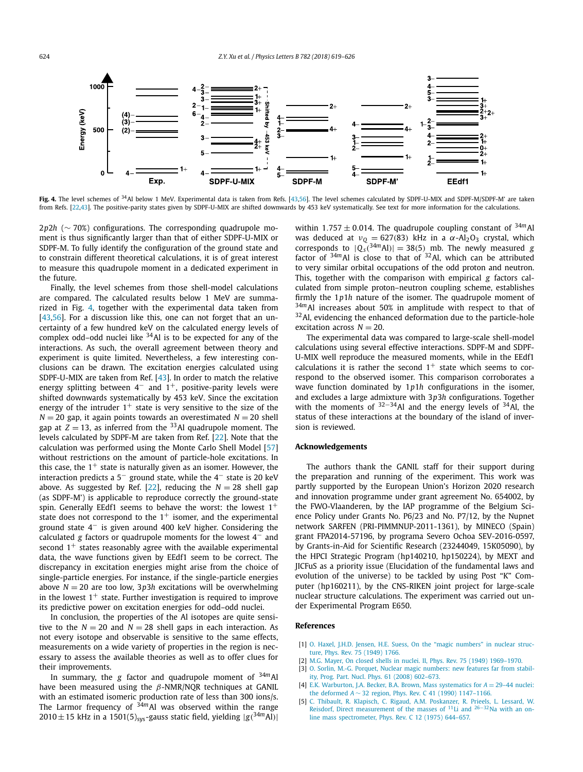**Fig. 4.** The level schemes of $^{34}$Al below 1 MeV. Experimental data is taken from Refs. [43,56]. The level schemes calculated by SDPF-U-MIX and SDPF-M/SDPF-M' are taken from Refs. [22,43]. The positive-parity states given by SDPF-U-MIX are shifted downwards by 453 keV systematically. See text for more information for the calculations.

$2p2h$ (∼ 70%) configurations. The corresponding quadrupole moment is thus significantly larger than that of either SDPF-U-MIX or SDPF-M. To fully identify the configuration of the ground state and to constrain different theoretical calculations, it is of great interest to measure this quadrupole moment in a dedicated experiment in the future.

Finally, the level schemes from those shell-model calculations are compared. The calculated results below 1 MeV are summarized in Fig. 4, together with the experimental data taken from [43,56]. For a discussion like this, one can not forget that an uncertainty of a few hundred keV on the calculated energy levels of complex odd–odd nuclei like $^{34}$Al is to be expected for any of the interactions. As such, the overall agreement between theory and experiment is quite limited. Nevertheless, a few interesting conclusions can be drawn. The excitation energies calculated using SDPF-U-MIX are taken from Ref. [43]. In order to match the relative energy splitting between $4^-$ and $1^+$, positive-parity levels were shifted downwards systematically by 453 keV. Since the excitation energy of the intruder $1^+$ state is very sensitive to the size of the $N = 20$ gap, it again points towards an overestimated $N = 20$ shell gap at $Z = 13$, as inferred from the $^{33}$Al quadrupole moment. The levels calculated by SDPF-M are taken from Ref. [22]. Note that the calculation was performed using the Monte Carlo Shell Model [57] without restrictions on the amount of particle-hole excitations. In this case, the $1^+$ state is naturally given as an isomer. However, the interaction predicts a $5^-$ ground state, while the $4^-$ state is 20 keV above. As suggested by Ref. [22], reducing the $N = 28$ shell gap (as SDPF-M') is applicable to reproduce correctly the ground-state spin. Generally EEdf1 seems to behave the worst: the lowest $1^+$ state does not correspond to the $1^+$ isomer, and the experimental ground state $4^-$ is given around 400 keV higher. Considering the calculated $g$ factors or quadrupole moments for the lowest $4^-$ and second $1^+$ states reasonably agree with the available experimental data, the wave functions given by EEdf1 seem to be correct. The discrepancy in excitation energies might arise from the choice of single-particle energies. For instance, if the single-particle energies above $N = 20$ are too low, $3p3h$ excitations will be overwhelming in the lowest $1^+$ state. Further investigation is required to improve its predictive power on excitation energies for odd–odd nuclei.

In conclusion, the properties of the Al isotopes are quite sensitive to the $N = 20$ and $N = 28$ shell gaps in each interaction. As not every isotope and observable is sensitive to the same effects, measurements on a wide variety of properties in the region is necessary to assess the available theories as well as to offer clues for their improvements.

In summary, the $g$ factor and quadrupole moment of $^{34m}$Al have been measured using the $\beta$-NMR/NQR techniques at GANIL with an estimated isomeric production rate of less than 300 ions/s. The Larmor frequency of $^{34m}$Al was observed within the range $2010 \pm 15$ kHz in a $1501(5)_{\text{sys}}$-gauss static field, yielding $|g(^{34m}\text{Al})|$ within $1.757 \pm 0.014$. The quadrupole coupling constant of $^{34m}$Al was deduced at $\nu_Q = 627(83)$ kHz in a $\alpha$-$Al_2O_3$ crystal, which corresponds to $|Q_s(^{34m}\text{Al})| = 38(5)$ mb. The newly measured $g$ factor of $^{34m}$Al is close to that of $^{32}$Al, which can be attributed to very similar orbital occupations of the odd proton and neutron. This, together with the comparison with empirical $g$ factors calculated from simple proton–neutron coupling scheme, establishes firmly the $1p1h$ nature of the isomer. The quadrupole moment of $^{34m}$Al increases about 50% in amplitude with respect to that of $^{32}$Al, evidencing the enhanced deformation due to the particle-hole excitation across $N = 20$.

The experimental data was compared to large-scale shell-model calculations using several effective interactions. SDPF-M and SDPF-U-MIX well reproduce the measured moments, while in the EEdf1 calculations it is rather the second $1^+$ state which seems to correspond to the observed isomer. This comparison corroborates a wave function dominated by $1p1h$ configurations in the isomer, and excludes a large admixture with $3p3h$ configurations. Together with the moments of $^{32-34}$Al and the energy levels of $^{34}$Al, the status of these interactions at the boundary of the island of inversion is reviewed.

## Acknowledgements

The authors thank the GANIL staff for their support during the preparation and running of the experiment. This work was partly supported by the European Union's Horizon 2020 research and innovation programme under grant agreement No. 654002, by the FWO-Vlaanderen, by the IAP programme of the Belgium Science Policy under Grants No. P6/23 and No. P7/12, by the Nupnet network SARFEN (PRI-PIMMNUP-2011-1361), by MINECO (Spain) grant FPA2014-57196, by programa Severo Ochoa SEV-2016-0597, by Grants-in-Aid for Scientific Research (23244049, 15K05090), by the HPCI Strategic Program (hp140210, hp150224), by MEXT and JICFuS as a priority issue (Elucidation of the fundamental laws and evolution of the universe) to be tackled by using Post "K" Computer (hp160211), by the CNS-RIKEN joint project for large-scale nuclear structure calculations. The experiment was carried out under Experimental Program E650.

## References

[1] O. Haxel, J.H.D. Jensen, H.E. Suess, On the "magic numbers" in nuclear structure, Phys. Rev. 75 (1949) 1766.

[2] M.G. Mayer, On closed shells in nuclei. II, Phys. Rev. 75 (1949) 1969–1970.

[3] O. Sorlin, M.-G. Porquet, Nuclear magic numbers: new features far from stability, Prog. Part. Nucl. Phys. 61 (2008) 602–673.

[4] E.K. Warburton, J.A. Becker, B.A. Brown, Mass systematics for $A = 29$–$44$ nuclei: the deformed $A \sim 32$ region, Phys. Rev. C 41 (1990) 1147–1166.

[5] C. Thibault, R. Klapisch, C. Rigaud, A.M. Poskanzer, R. Prieels, L. Lessard, W. Reisdorf, Direct measurement of the masses of $^{11}$Li and $^{26-32}$Na with an on-line mass spectrometer, Phys. Rev. C 12 (1975) 644–657.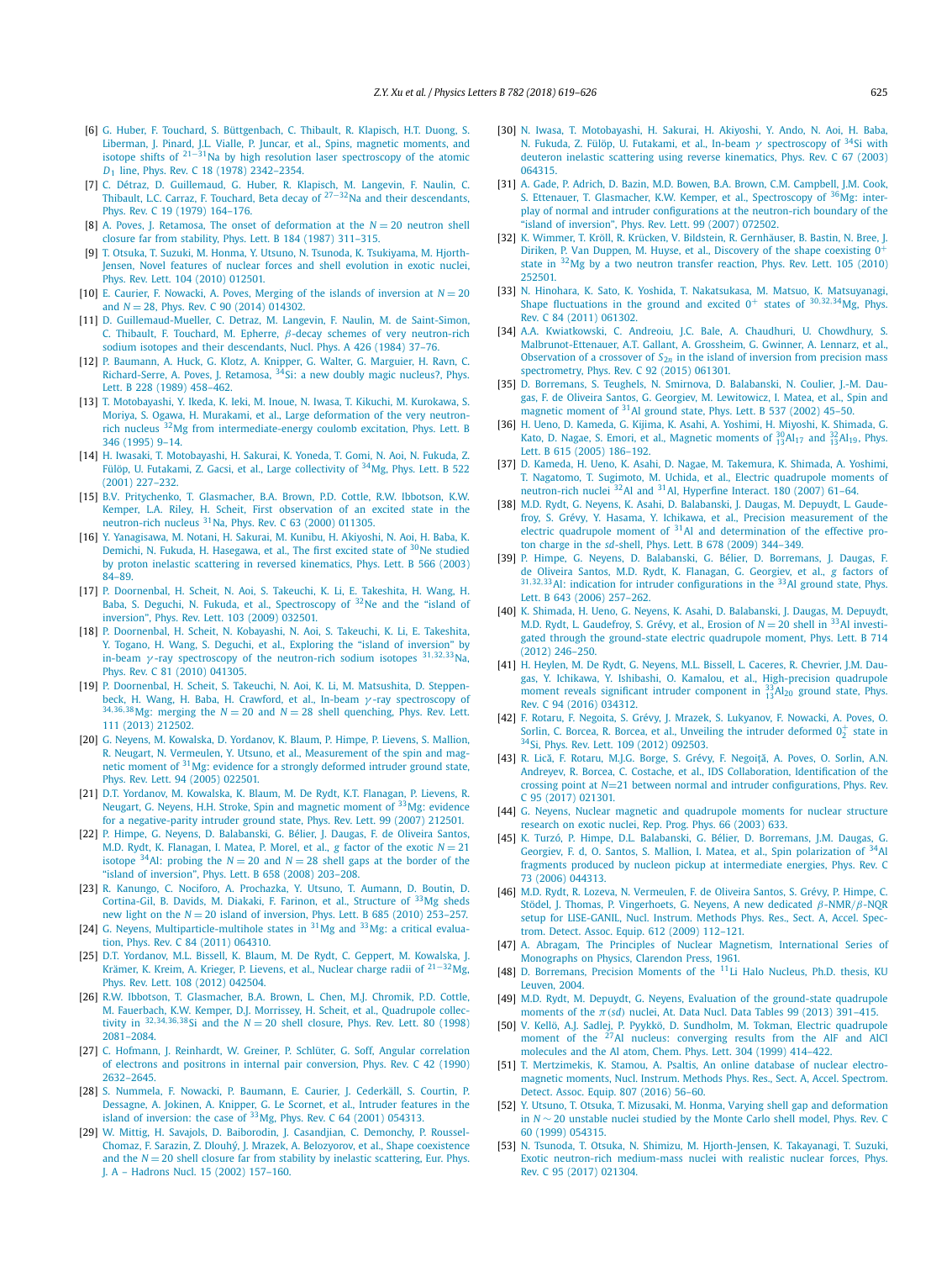[6] G. Huber, F. Touchard, S. Büttgenbach, C. Thibault, R. Klapisch, H.T. Duong, S. Liberman, J. Pinard, J.L. Vialle, P. Juncar, et al., Spins, magnetic moments, and isotope shifts of $^{21-31}$Na by high resolution laser spectroscopy of the atomic $D_1$ line, Phys. Rev. C 18 (1978) 2342–2354.

[7] C. Détraz, D. Guillemaud, G. Huber, R. Klapisch, M. Langevin, F. Naulin, C. Thibault, L.C. Carraz, F. Touchard, Beta decay of $^{27-32}$Na and their descendants, Phys. Rev. C 19 (1979) 164–176.

[8] A. Poves, J. Retamosa, The onset of deformation at the $N = 20$ neutron shell closure far from stability, Phys. Lett. B 184 (1987) 311–315.

[9] T. Otsuka, T. Suzuki, M. Honma, Y. Utsuno, N. Tsunoda, K. Tsukiyama, M. Hjorth-Jensen, Novel features of nuclear forces and shell evolution in exotic nuclei, Phys. Rev. Lett. 104 (2010) 012501.

[10] E. Caurier, F. Nowacki, A. Poves, Merging of the islands of inversion at $N = 20$ and $N = 28$, Phys. Rev. C 90 (2014) 014302.

[11] D. Guillemaud-Mueller, C. Detraz, M. Langevin, F. Naulin, M. de Saint-Simon, C. Thibault, F. Touchard, M. Epherre, $\beta$-decay schemes of very neutron-rich sodium isotopes and their descendants, Nucl. Phys. A 426 (1984) 37–76.

[12] P. Baumann, A. Huck, G. Klotz, A. Knipper, G. Walter, G. Marguier, H. Ravn, C. Richard-Serre, A. Poves, J. Retamosa, $^{34}$Si: a new doubly magic nucleus?, Phys. Lett. B 228 (1989) 458–462.

[13] T. Motobayashi, Y. Ikeda, K. Ieki, M. Inoue, N. Iwasa, T. Kikuchi, M. Kurokawa, S. Moriya, S. Ogawa, H. Murakami, et al., Large deformation of the very neutron-rich nucleus $^{32}$Mg from intermediate-energy coulomb excitation, Phys. Lett. B 346 (1995) 9–14.

[14] H. Iwasaki, T. Motobayashi, H. Sakurai, K. Yoneda, T. Gomi, N. Aoi, N. Fukuda, Z. Fülöp, U. Futakami, Z. Gacsi, et al., Large collectivity of $^{34}$Mg, Phys. Lett. B 522 (2001) 227–232.

[15] B.V. Pritychenko, T. Glasmacher, B.A. Brown, P.D. Cottle, R.W. Ibbotson, K.W. Kemper, L.A. Riley, H. Scheit, First observation of an excited state in the neutron-rich nucleus $^{31}$Na, Phys. Rev. C 63 (2000) 011305.

[16] Y. Yanagisawa, M. Notani, H. Sakurai, M. Kunibu, H. Akiyoshi, N. Aoi, H. Baba, K. Demichi, N. Fukuda, H. Hasegawa, et al., The first excited state of $^{30}$Ne studied by proton inelastic scattering in reversed kinematics, Phys. Lett. B 566 (2003) 84–89.

[17] P. Doornenbal, H. Scheit, N. Aoi, S. Takeuchi, K. Li, E. Takeshita, H. Wang, H. Baba, S. Deguchi, N. Fukuda, et al., Spectroscopy of $^{32}$Ne and the "island of inversion", Phys. Rev. Lett. 103 (2009) 032501.

[18] P. Doornenbal, H. Scheit, N. Kobayashi, N. Aoi, S. Takeuchi, K. Li, E. Takeshita, Y. Togano, H. Wang, S. Deguchi, et al., Exploring the "island of inversion" by in-beam $\gamma$-ray spectroscopy of the neutron-rich sodium isotopes $^{31,32,33}$Na, Phys. Rev. C 81 (2010) 041305.

[19] P. Doornenbal, H. Scheit, S. Takeuchi, N. Aoi, K. Li, M. Matsushita, D. Steppenbeck, H. Wang, H. Baba, H. Crawford, et al., In-beam $\gamma$-ray spectroscopy of $^{34,36,38}$Mg: merging the $N = 20$ and $N = 28$ shell quenching, Phys. Rev. Lett. 111 (2013) 212502.

[20] G. Neyens, M. Kowalska, D. Yordanov, K. Blaum, P. Himpe, P. Lievens, S. Mallion, R. Neugart, N. Vermeulen, Y. Utsuno, et al., Measurement of the spin and magnetic moment of $^{31}$Mg: evidence for a strongly deformed intruder ground state, Phys. Rev. Lett. 94 (2005) 022501.

[21] D.T. Yordanov, M. Kowalska, K. Blaum, M. De Rydt, K.T. Flanagan, P. Lievens, R. Neugart, G. Neyens, H.H. Stroke, Spin and magnetic moment of $^{33}$Mg: evidence for a negative-parity intruder ground state, Phys. Rev. Lett. 99 (2007) 212501.

[22] P. Himpe, G. Neyens, D. Balabanski, G. Bélier, J. Daugas, F. de Oliveira Santos, M.D. Rydt, K. Flanagan, I. Matea, P. Morel, et al., $g$ factor of the exotic $N = 21$ isotope $^{34}$Al: probing the $N = 20$ and $N = 28$ shell gaps at the border of the "island of inversion", Phys. Lett. B 658 (2008) 203–208.

[23] R. Kanungo, C. Nociforo, A. Prochazka, Y. Utsuno, T. Aumann, D. Boutin, D. Cortina-Gil, B. Davids, M. Diakaki, F. Farinon, et al., Structure of $^{33}$Mg sheds new light on the $N = 20$ island of inversion, Phys. Lett. B 685 (2010) 253–257.

[24] G. Neyens, Multiparticle-multihole states in $^{31}$Mg and $^{33}$Mg: a critical evaluation, Phys. Rev. C 84 (2011) 064310.

[25] D.T. Yordanov, M.L. Bissell, K. Blaum, M. De Rydt, C. Geppert, M. Kowalska, J. Krämer, K. Kreim, A. Krieger, P. Lievens, et al., Nuclear charge radii of $^{21-32}$Mg, Phys. Rev. Lett. 108 (2012) 042504.

[26] R.W. Ibbotson, T. Glasmacher, B.A. Brown, L. Chen, M.J. Chromik, P.D. Cottle, M. Fauerbach, K.W. Kemper, D.J. Morrissey, H. Scheit, et al., Quadrupole collectivity in $^{32,34,36,38}$Si and the $N = 20$ shell closure, Phys. Rev. Lett. 80 (1998) 2081–2084.

[27] C. Hofmann, J. Reinhardt, W. Greiner, P. Schlüter, G. Soff, Angular correlation of electrons and positrons in internal pair conversion, Phys. Rev. C 42 (1990) 2632–2645.

[28] S. Nummela, F. Nowacki, P. Baumann, E. Caurier, J. Cederkäll, S. Courtin, P. Dessagne, A. Jokinen, A. Knipper, G. Le Scornet, et al., Intruder features in the island of inversion: the case of $^{33}$Mg, Phys. Rev. C 64 (2001) 054313.

[29] W. Mittig, H. Savajols, D. Baiborodin, J. Casandjian, C. Demonchy, P. Roussel-Chomaz, F. Sarazin, Z. Dlouhý, J. Mrazek, A. Belozyorov, et al., Shape coexistence and the $N = 20$ shell closure far from stability by inelastic scattering, Eur. Phys. J. A – Hadrons Nucl. 15 (2002) 157–160.

[30] N. Iwasa, T. Motobayashi, H. Sakurai, H. Akiyoshi, Y. Ando, N. Aoi, H. Baba, N. Fukuda, Z. Fülöp, U. Futakami, et al., In-beam $\gamma$ spectroscopy of $^{34}$Si with deuteron inelastic scattering using reverse kinematics, Phys. Rev. C 67 (2003) 064315.

[31] A. Gade, P. Adrich, D. Bazin, M.D. Bowen, B.A. Brown, C.M. Campbell, J.M. Cook, S. Ettenauer, T. Glasmacher, K.W. Kemper, et al., Spectroscopy of $^{36}$Mg: interplay of normal and intruder configurations at the neutron-rich boundary of the "island of inversion", Phys. Rev. Lett. 99 (2007) 072502.

[32] K. Wimmer, T. Kröll, R. Krücken, V. Bildstein, R. Gernhäuser, B. Bastin, N. Bree, J. Diriken, P. Van Duppen, M. Huyse, et al., Discovery of the shape coexisting $0^+$ state in $^{32}$Mg by a two neutron transfer reaction, Phys. Rev. Lett. 105 (2010) 252501.

[33] N. Hinohara, K. Sato, K. Yoshida, T. Nakatsukasa, M. Matsuo, K. Matsuyanagi, Shape fluctuations in the ground and excited $0^+$ states of $^{30,32,34}$Mg, Phys. Rev. C 84 (2011) 061302.

[34] A.A. Kwiatkowski, C. Andreoiu, J.C. Bale, A. Chaudhuri, U. Chowdhury, S. Malbrunot-Ettenauer, A.T. Gallant, A. Grossheim, G. Gwinner, A. Lennarz, et al., Observation of a crossover of $S_{2n}$ in the island of inversion from precision mass spectrometry, Phys. Rev. C 92 (2015) 061301.

[35] D. Borremans, S. Teughels, N. Smirnova, D. Balabanski, N. Coulier, J.-M. Daugas, F. de Oliveira Santos, G. Georgiev, M. Lewitowicz, I. Matea, et al., Spin and magnetic moment of $^{31}$Al ground state, Phys. Lett. B 537 (2002) 45–50.

[36] H. Ueno, D. Kameda, G. Kijima, K. Asahi, A. Yoshimi, H. Miyoshi, K. Shimada, G. Kato, D. Nagae, S. Emori, et al., Magnetic moments of $^{30}_{13}$Al$_{17}$ and $^{32}_{13}$Al$_{19}$, Phys. Lett. B 615 (2005) 186–192.

[37] D. Kameda, H. Ueno, K. Asahi, D. Nagae, M. Takemura, K. Shimada, A. Yoshimi, T. Nagatomo, T. Sugimoto, M. Uchida, et al., Electric quadrupole moments of neutron-rich nuclei $^{32}$Al and $^{31}$Al, Hyperfine Interact. 180 (2007) 61–64.

[38] M.D. Rydt, G. Neyens, K. Asahi, D. Balabanski, J. Daugas, M. Depuydt, L. Gaudefroy, S. Grévy, Y. Hasama, Y. Ichikawa, et al., Precision measurement of the electric quadrupole moment of $^{31}$Al and determination of the effective proton charge in the $sd$-shell, Phys. Lett. B 678 (2009) 344–349.

[39] P. Himpe, G. Neyens, D. Balabanski, G. Bélier, D. Borremans, J. Daugas, F. de Oliveira Santos, M.D. Rydt, K. Flanagan, G. Georgiev, et al., $g$ factors of $^{31,32,33}$Al: indication for intruder configurations in the $^{33}$Al ground state, Phys. Lett. B 643 (2006) 257–262.

[40] K. Shimada, H. Ueno, G. Neyens, K. Asahi, D. Balabanski, J. Daugas, M. Depuydt, M.D. Rydt, L. Gaudefroy, S. Grévy, et al., Erosion of $N = 20$ shell in $^{33}$Al investigated through the ground-state electric quadrupole moment, Phys. Lett. B 714 (2012) 246–250.

[41] H. Heylen, M. De Rydt, G. Neyens, M.L. Bissell, L. Caceres, R. Chevrier, J.M. Daugas, Y. Ichikawa, Y. Ishibashi, O. Kamalou, et al., High-precision quadrupole moment reveals significant intruder component in $^{33}_{13}$Al$_{20}$ ground state, Phys. Rev. C 94 (2016) 034312.

[42] F. Rotaru, F. Negoita, S. Grévy, J. Mrazek, S. Lukyanov, F. Nowacki, A. Poves, O. Sorlin, C. Borcea, R. Borcea, et al., Unveiling the intruder deformed $0_2^+$ state in $^{34}$Si, Phys. Rev. Lett. 109 (2012) 092503.

[43] R. Lică, F. Rotaru, M.J.G. Borge, S. Grévy, F. Negoiță, A. Poves, O. Sorlin, A.N. Andreyev, R. Borcea, C. Costache, et al., IDS Collaboration, Identification of the crossing point at $N$=21 between normal and intruder configurations, Phys. Rev. C 95 (2017) 021301.

[44] G. Neyens, Nuclear magnetic and quadrupole moments for nuclear structure research on exotic nuclei, Rep. Prog. Phys. 66 (2003) 633.

[45] K. Turzó, P. Himpe, D.L. Balabanski, G. Bélier, D. Borremans, J.M. Daugas, G. Georgiev, F. d, O. Santos, S. Mallion, I. Matea, et al., Spin polarization of $^{34}$Al fragments produced by nucleon pickup at intermediate energies, Phys. Rev. C 73 (2006) 044313.

[46] M.D. Rydt, R. Lozeva, N. Vermeulen, F. de Oliveira Santos, S. Grévy, P. Himpe, C. Stödel, J. Thomas, P. Vingerhoets, G. Neyens, A new dedicated $\beta$-NMR/$\beta$-NQR setup for LISE-GANIL, Nucl. Instrum. Methods Phys. Res., Sect. A, Accel. Spectrom. Detect. Assoc. Equip. 612 (2009) 112–121.

[47] A. Abragam, The Principles of Nuclear Magnetism, International Series of Monographs on Physics, Clarendon Press, 1961.

[48] D. Borremans, Precision Moments of the $^{11}$Li Halo Nucleus, Ph.D. thesis, KU Leuven, 2004.

[49] M.D. Rydt, M. Depuydt, G. Neyens, Evaluation of the ground-state quadrupole moments of the $\pi(sd)$ nuclei, At. Data Nucl. Data Tables 99 (2013) 391–415.

[50] V. Kellö, A.J. Sadlej, P. Pyykkö, D. Sundholm, M. Tokman, Electric quadrupole moment of the $^{27}$Al nucleus: converging results from the AlF and AlCl molecules and the Al atom, Chem. Phys. Lett. 304 (1999) 414–422.

[51] T. Mertzimekis, K. Stamou, A. Psaltis, An online database of nuclear electromagnetic moments, Nucl. Instrum. Methods Phys. Res., Sect. A, Accel. Spectrom. Detect. Assoc. Equip. 807 (2016) 56–60.

[52] Y. Utsuno, T. Otsuka, T. Mizusaki, M. Honma, Varying shell gap and deformation in $N \sim 20$ unstable nuclei studied by the Monte Carlo shell model, Phys. Rev. C 60 (1999) 054315.

[53] N. Tsunoda, T. Otsuka, N. Shimizu, M. Hjorth-Jensen, K. Takayanagi, T. Suzuki, Exotic neutron-rich medium-mass nuclei with realistic nuclear forces, Phys. Rev. C 95 (2017) 021304.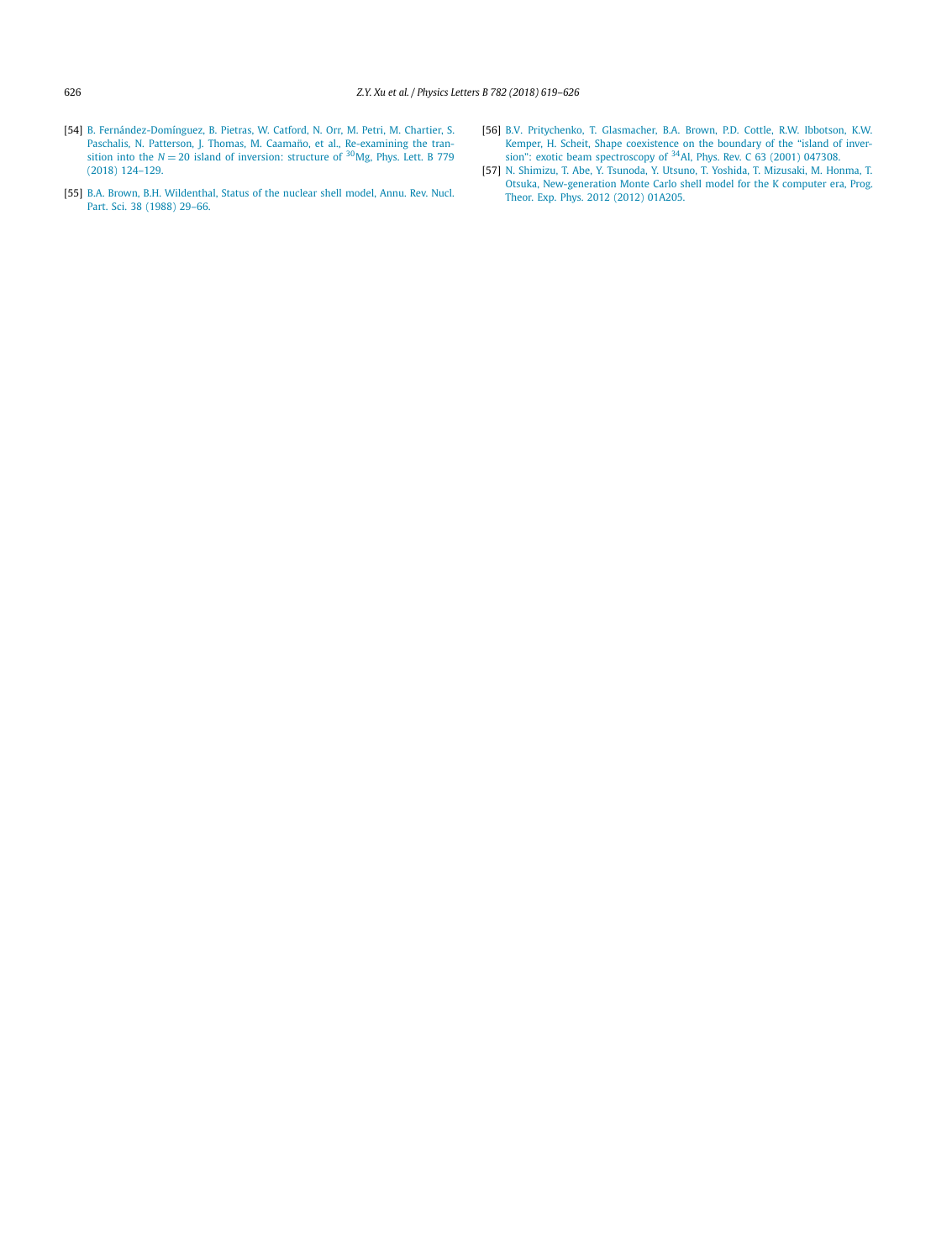[54] B. Fernández-Domínguez, B. Pietras, W. Catford, N. Orr, M. Petri, M. Chartier, S. Paschalis, N. Patterson, J. Thomas, M. Caamaño, et al., Re-examining the transition into the $N = 20$ island of inversion: structure of $^{30}$Mg, Phys. Lett. B 779 (2018) 124–129.

[55] B.A. Brown, B.H. Wildenthal, Status of the nuclear shell model, Annu. Rev. Nucl. Part. Sci. 38 (1988) 29–66.

[56] B.V. Pritychenko, T. Glasmacher, B.A. Brown, P.D. Cottle, R.W. Ibbotson, K.W. Kemper, H. Scheit, Shape coexistence on the boundary of the "island of inversion": exotic beam spectroscopy of $^{34}$Al, Phys. Rev. C 63 (2001) 047308.

[57] N. Shimizu, T. Abe, Y. Tsunoda, Y. Utsuno, T. Yoshida, T. Mizusaki, M. Honma, T. Otsuka, New-generation Monte Carlo shell model for the K computer era, Prog. Theor. Exp. Phys. 2012 (2012) 01A205.